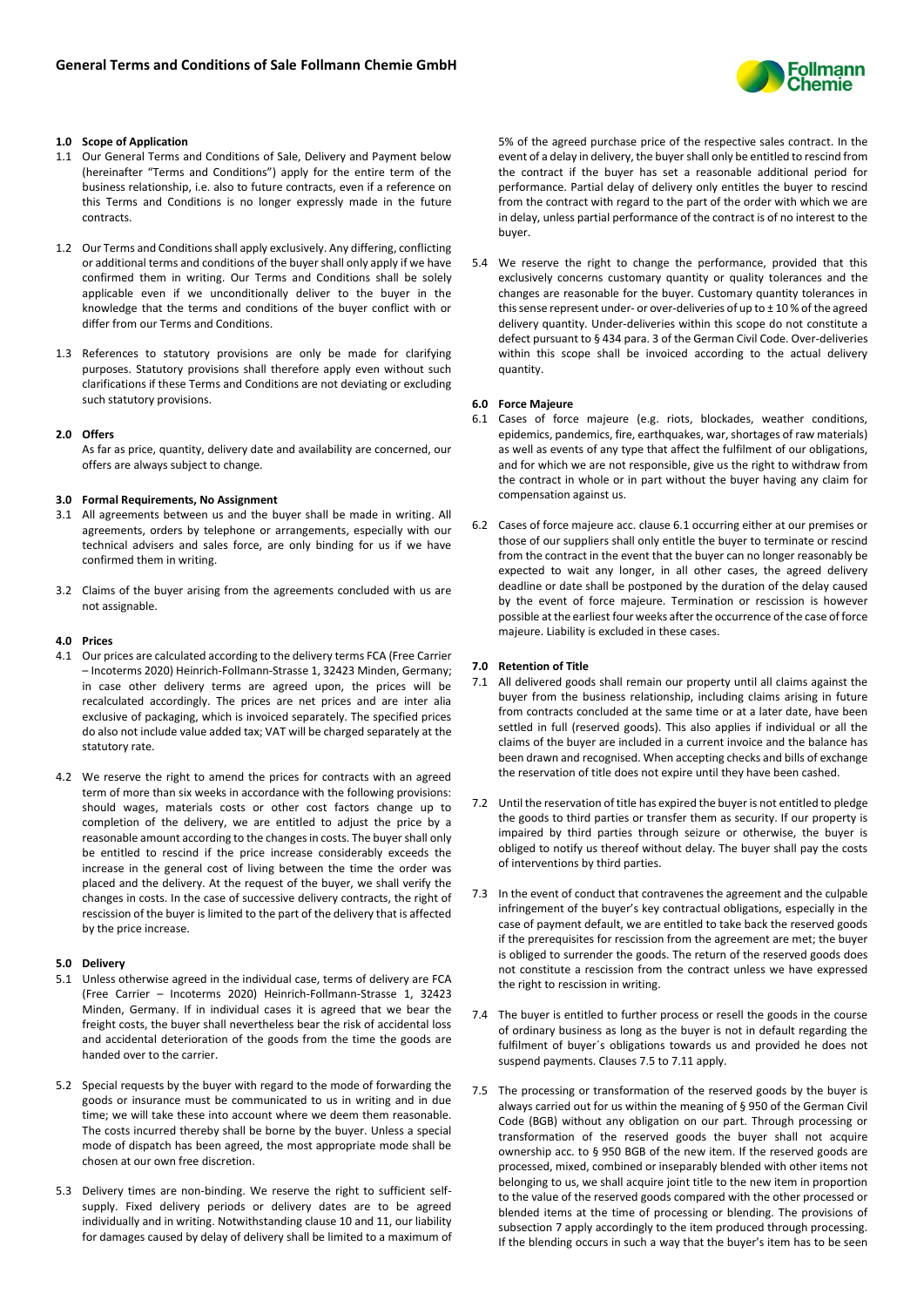# General Terms and Conditions of Sale Follmann Chemie GmbH

### 1.0 Scope of Application

1.1 Our General Terms and Conditions of Sale, Delivery and Payment below (hereinafter "Terms and Conditions") apply for the entire term of the business relationship, i.e. also to future contracts, even if a reference on this Terms and Conditions is no longer expressly made in the future contracts.

1.2 Our Terms and Conditions shall apply exclusively. Any differing, conflicting or additional terms and conditions of the buyer shall only apply if we have confirmed them in writing. Our Terms and Conditions shall be solely applicable even if we unconditionally deliver to the buyer in the knowledge that the terms and conditions of the buyer conflict with or differ from our Terms and Conditions.

1.3 References to statutory provisions are only be made for clarifying purposes. Statutory provisions shall therefore apply even without such clarifications if these Terms and Conditions are not deviating or excluding such statutory provisions.

### 2.0 Offers

As far as price, quantity, delivery date and availability are concerned, our offers are always subject to change.

### 3.0 Formal Requirements, No Assignment

3.1 All agreements between us and the buyer shall be made in writing. All agreements, orders by telephone or arrangements, especially with our technical advisers and sales force, are only binding for us if we have confirmed them in writing.

3.2 Claims of the buyer arising from the agreements concluded with us are not assignable.

### 4.0 Prices

4.1 Our prices are calculated according to the delivery terms FCA (Free Carrier – Incoterms 2020) Heinrich-Follmann-Strasse 1, 32423 Minden, Germany; in case other delivery terms are agreed upon, the prices will be recalculated accordingly. The prices are net prices and are inter alia exclusive of packaging, which is invoiced separately. The specified prices do also not include value added tax; VAT will be charged separately at the statutory rate.

4.2 We reserve the right to amend the prices for contracts with an agreed term of more than six weeks in accordance with the following provisions: should wages, materials costs or other cost factors change up to completion of the delivery, we are entitled to adjust the price by a reasonable amount according to the changes in costs. The buyer shall only be entitled to rescind if the price increase considerably exceeds the increase in the general cost of living between the time the order was placed and the delivery. At the request of the buyer, we shall verify the changes in costs. In the case of successive delivery contracts, the right of rescission of the buyer is limited to the part of the delivery that is affected by the price increase.

### 5.0 Delivery

5.1 Unless otherwise agreed in the individual case, terms of delivery are FCA (Free Carrier – Incoterms 2020) Heinrich-Follmann-Strasse 1, 32423 Minden, Germany. If in individual cases it is agreed that we bear the freight costs, the buyer shall nevertheless bear the risk of accidental loss and accidental deterioration of the goods from the time the goods are handed over to the carrier.

5.2 Special requests by the buyer with regard to the mode of forwarding the goods or insurance must be communicated to us in writing and in due time; we will take these into account where we deem them reasonable. The costs incurred thereby shall be borne by the buyer. Unless a special mode of dispatch has been agreed, the most appropriate mode shall be chosen at our own free discretion.

5.3 Delivery times are non-binding. We reserve the right to sufficient self-supply. Fixed delivery periods or delivery dates are to be agreed individually and in writing. Notwithstanding clause 10 and 11, our liability for damages caused by delay of delivery shall be limited to a maximum of 5% of the agreed purchase price of the respective sales contract. In the event of a delay in delivery, the buyer shall only be entitled to rescind from the contract if the buyer has set a reasonable additional period for performance. Partial delay of delivery only entitles the buyer to rescind from the contract with regard to the part of the order with which we are in delay, unless partial performance of the contract is of no interest to the buyer.

5.4 We reserve the right to change the performance, provided that this exclusively concerns customary quantity or quality tolerances and the changes are reasonable for the buyer. Customary quantity tolerances in this sense represent under- or over-deliveries of up to ± 10 % of the agreed delivery quantity. Under-deliveries within this scope do not constitute a defect pursuant to § 434 para. 3 of the German Civil Code. Over-deliveries within this scope shall be invoiced according to the actual delivery quantity.

### 6.0 Force Majeure

6.1 Cases of force majeure (e.g. riots, blockades, weather conditions, epidemics, pandemics, fire, earthquakes, war, shortages of raw materials) as well as events of any type that affect the fulfilment of our obligations, and for which we are not responsible, give us the right to withdraw from the contract in whole or in part without the buyer having any claim for compensation against us.

6.2 Cases of force majeure acc. clause 6.1 occurring either at our premises or those of our suppliers shall only entitle the buyer to terminate or rescind from the contract in the event that the buyer can no longer reasonably be expected to wait any longer, in all other cases, the agreed delivery deadline or date shall be postponed by the duration of the delay caused by the event of force majeure. Termination or rescission is however possible at the earliest four weeks after the occurrence of the case of force majeure. Liability is excluded in these cases.

### 7.0 Retention of Title

7.1 All delivered goods shall remain our property until all claims against the buyer from the business relationship, including claims arising in future from contracts concluded at the same time or at a later date, have been settled in full (reserved goods). This also applies if individual or all the claims of the buyer are included in a current invoice and the balance has been drawn and recognised. When accepting checks and bills of exchange the reservation of title does not expire until they have been cashed.

7.2 Until the reservation of title has expired the buyer is not entitled to pledge the goods to third parties or transfer them as security. If our property is impaired by third parties through seizure or otherwise, the buyer is obliged to notify us thereof without delay. The buyer shall pay the costs of interventions by third parties.

7.3 In the event of conduct that contravenes the agreement and the culpable infringement of the buyer's key contractual obligations, especially in the case of payment default, we are entitled to take back the reserved goods if the prerequisites for rescission from the agreement are met; the buyer is obliged to surrender the goods. The return of the reserved goods does not constitute a rescission from the contract unless we have expressed the right to rescission in writing.

7.4 The buyer is entitled to further process or resell the goods in the course of ordinary business as long as the buyer is not in default regarding the fulfilment of buyer´s obligations towards us and provided he does not suspend payments. Clauses 7.5 to 7.11 apply.

7.5 The processing or transformation of the reserved goods by the buyer is always carried out for us within the meaning of § 950 of the German Civil Code (BGB) without any obligation on our part. Through processing or transformation of the reserved goods the buyer shall not acquire ownership acc. to § 950 BGB of the new item. If the reserved goods are processed, mixed, combined or inseparably blended with other items not belonging to us, we shall acquire joint title to the new item in proportion to the value of the reserved goods compared with the other processed or blended items at the time of processing or blending. The provisions of subsection 7 apply accordingly to the item produced through processing. If the blending occurs in such a way that the buyer's item has to be seen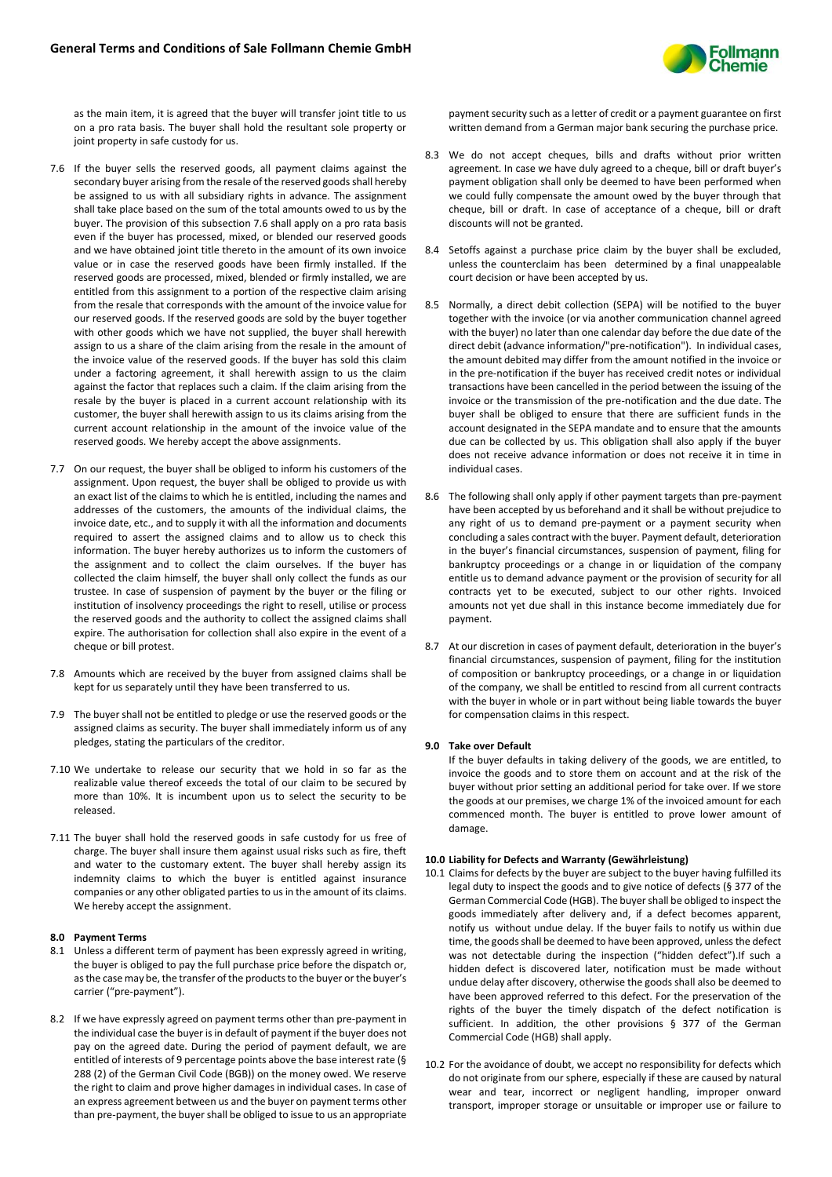as the main item, it is agreed that the buyer will transfer joint title to us on a pro rata basis. The buyer shall hold the resultant sole property or joint property in safe custody for us.

7.6 If the buyer sells the reserved goods, all payment claims against the secondary buyer arising from the resale of the reserved goods shall hereby be assigned to us with all subsidiary rights in advance. The assignment shall take place based on the sum of the total amounts owed to us by the buyer. The provision of this subsection 7.6 shall apply on a pro rata basis even if the buyer has processed, mixed, or blended our reserved goods and we have obtained joint title thereto in the amount of its own invoice value or in case the reserved goods have been firmly installed. If the reserved goods are processed, mixed, blended or firmly installed, we are entitled from this assignment to a portion of the respective claim arising from the resale that corresponds with the amount of the invoice value for our reserved goods. If the reserved goods are sold by the buyer together with other goods which we have not supplied, the buyer shall herewith assign to us a share of the claim arising from the resale in the amount of the invoice value of the reserved goods. If the buyer has sold this claim under a factoring agreement, it shall herewith assign to us the claim against the factor that replaces such a claim. If the claim arising from the resale by the buyer is placed in a current account relationship with its customer, the buyer shall herewith assign to us its claims arising from the current account relationship in the amount of the invoice value of the reserved goods. We hereby accept the above assignments.

7.7 On our request, the buyer shall be obliged to inform his customers of the assignment. Upon request, the buyer shall be obliged to provide us with an exact list of the claims to which he is entitled, including the names and addresses of the customers, the amounts of the individual claims, the invoice date, etc., and to supply it with all the information and documents required to assert the assigned claims and to allow us to check this information. The buyer hereby authorizes us to inform the customers of the assignment and to collect the claim ourselves. If the buyer has collected the claim himself, the buyer shall only collect the funds as our trustee. In case of suspension of payment by the buyer or the filing or institution of insolvency proceedings the right to resell, utilise or process the reserved goods and the authority to collect the assigned claims shall expire. The authorisation for collection shall also expire in the event of a cheque or bill protest.

7.8 Amounts which are received by the buyer from assigned claims shall be kept for us separately until they have been transferred to us.

7.9 The buyer shall not be entitled to pledge or use the reserved goods or the assigned claims as security. The buyer shall immediately inform us of any pledges, stating the particulars of the creditor.

7.10 We undertake to release our security that we hold in so far as the realizable value thereof exceeds the total of our claim to be secured by more than 10%. It is incumbent upon us to select the security to be released.

7.11 The buyer shall hold the reserved goods in safe custody for us free of charge. The buyer shall insure them against usual risks such as fire, theft and water to the customary extent. The buyer shall hereby assign its indemnity claims to which the buyer is entitled against insurance companies or any other obligated parties to us in the amount of its claims. We hereby accept the assignment.

## 8.0 Payment Terms

8.1 Unless a different term of payment has been expressly agreed in writing, the buyer is obliged to pay the full purchase price before the dispatch or, as the case may be, the transfer of the products to the buyer or the buyer's carrier ("pre-payment").

8.2 If we have expressly agreed on payment terms other than pre-payment in the individual case the buyer is in default of payment if the buyer does not pay on the agreed date. During the period of payment default, we are entitled of interests of 9 percentage points above the base interest rate (§ 288 (2) of the German Civil Code (BGB)) on the money owed. We reserve the right to claim and prove higher damages in individual cases. In case of an express agreement between us and the buyer on payment terms other than pre-payment, the buyer shall be obliged to issue to us an appropriate payment security such as a letter of credit or a payment guarantee on first written demand from a German major bank securing the purchase price.

8.3 We do not accept cheques, bills and drafts without prior written agreement. In case we have duly agreed to a cheque, bill or draft buyer's payment obligation shall only be deemed to have been performed when we could fully compensate the amount owed by the buyer through that cheque, bill or draft. In case of acceptance of a cheque, bill or draft discounts will not be granted.

8.4 Setoffs against a purchase price claim by the buyer shall be excluded, unless the counterclaim has been determined by a final unappealable court decision or have been accepted by us.

8.5 Normally, a direct debit collection (SEPA) will be notified to the buyer together with the invoice (or via another communication channel agreed with the buyer) no later than one calendar day before the due date of the direct debit (advance information/"pre-notification"). In individual cases, the amount debited may differ from the amount notified in the invoice or in the pre-notification if the buyer has received credit notes or individual transactions have been cancelled in the period between the issuing of the invoice or the transmission of the pre-notification and the due date. The buyer shall be obliged to ensure that there are sufficient funds in the account designated in the SEPA mandate and to ensure that the amounts due can be collected by us. This obligation shall also apply if the buyer does not receive advance information or does not receive it in time in individual cases.

8.6 The following shall only apply if other payment targets than pre-payment have been accepted by us beforehand and it shall be without prejudice to any right of us to demand pre-payment or a payment security when concluding a sales contract with the buyer. Payment default, deterioration in the buyer's financial circumstances, suspension of payment, filing for bankruptcy proceedings or a change in or liquidation of the company entitle us to demand advance payment or the provision of security for all contracts yet to be executed, subject to our other rights. Invoiced amounts not yet due shall in this instance become immediately due for payment.

8.7 At our discretion in cases of payment default, deterioration in the buyer's financial circumstances, suspension of payment, filing for the institution of composition or bankruptcy proceedings, or a change in or liquidation of the company, we shall be entitled to rescind from all current contracts with the buyer in whole or in part without being liable towards the buyer for compensation claims in this respect.

## 9.0 Take over Default

If the buyer defaults in taking delivery of the goods, we are entitled, to invoice the goods and to store them on account and at the risk of the buyer without prior setting an additional period for take over. If we store the goods at our premises, we charge 1% of the invoiced amount for each commenced month. The buyer is entitled to prove lower amount of damage.

## 10.0 Liability for Defects and Warranty (Gewährleistung)

10.1 Claims for defects by the buyer are subject to the buyer having fulfilled its legal duty to inspect the goods and to give notice of defects (§ 377 of the German Commercial Code (HGB). The buyer shall be obliged to inspect the goods immediately after delivery and, if a defect becomes apparent, notify us without undue delay. If the buyer fails to notify us within due time, the goods shall be deemed to have been approved, unless the defect was not detectable during the inspection ("hidden defect").If such a hidden defect is discovered later, notification must be made without undue delay after discovery, otherwise the goods shall also be deemed to have been approved referred to this defect. For the preservation of the rights of the buyer the timely dispatch of the defect notification is sufficient. In addition, the other provisions § 377 of the German Commercial Code (HGB) shall apply.

10.2 For the avoidance of doubt, we accept no responsibility for defects which do not originate from our sphere, especially if these are caused by natural wear and tear, incorrect or negligent handling, improper onward transport, improper storage or unsuitable or improper use or failure to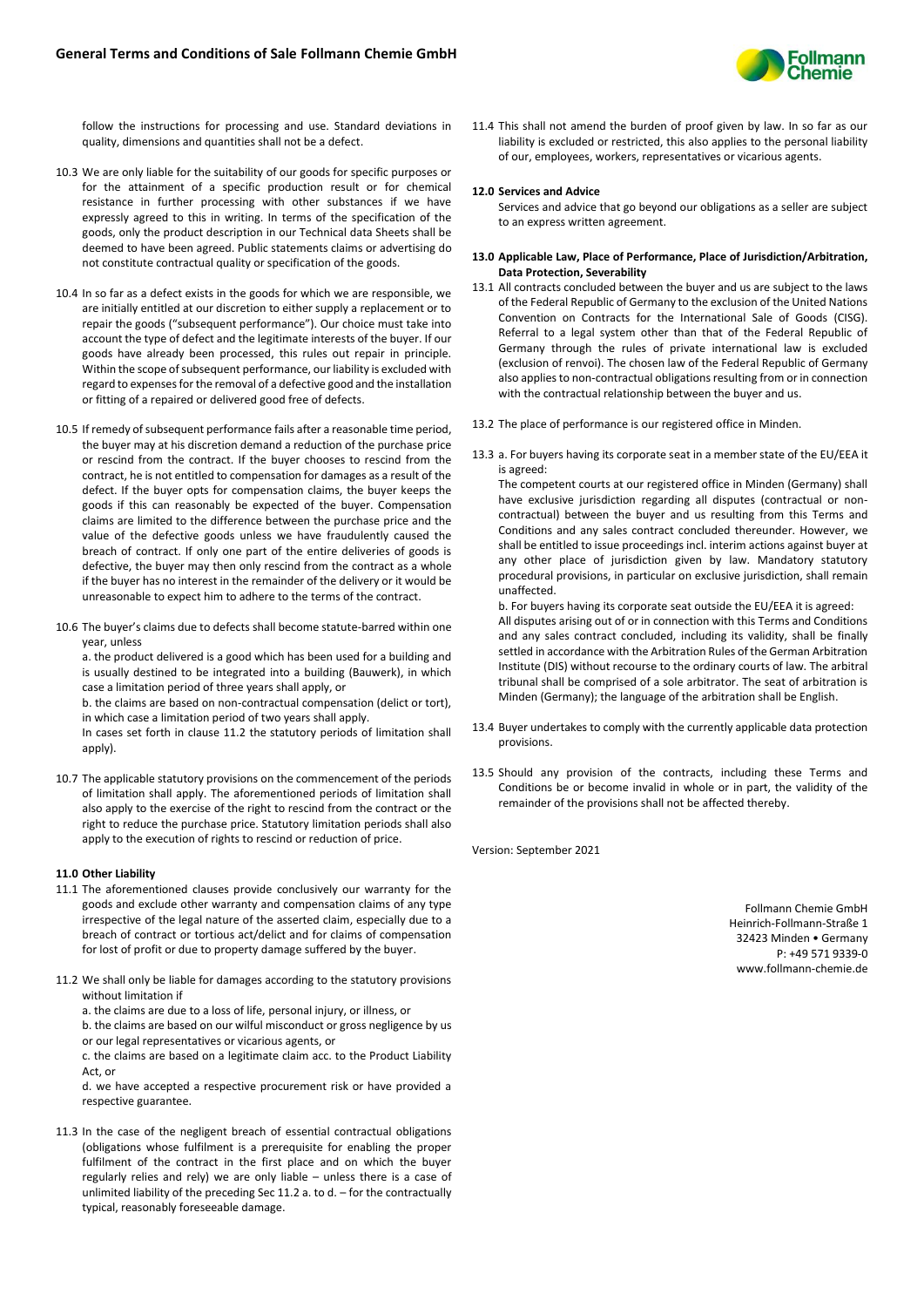follow the instructions for processing and use. Standard deviations in quality, dimensions and quantities shall not be a defect.

10.3 We are only liable for the suitability of our goods for specific purposes or for the attainment of a specific production result or for chemical resistance in further processing with other substances if we have expressly agreed to this in writing. In terms of the specification of the goods, only the product description in our Technical data Sheets shall be deemed to have been agreed. Public statements claims or advertising do not constitute contractual quality or specification of the goods.

10.4 In so far as a defect exists in the goods for which we are responsible, we are initially entitled at our discretion to either supply a replacement or to repair the goods ("subsequent performance"). Our choice must take into account the type of defect and the legitimate interests of the buyer. If our goods have already been processed, this rules out repair in principle. Within the scope of subsequent performance, our liability is excluded with regard to expenses for the removal of a defective good and the installation or fitting of a repaired or delivered good free of defects.

10.5 If remedy of subsequent performance fails after a reasonable time period, the buyer may at his discretion demand a reduction of the purchase price or rescind from the contract. If the buyer chooses to rescind from the contract, he is not entitled to compensation for damages as a result of the defect. If the buyer opts for compensation claims, the buyer keeps the goods if this can reasonably be expected of the buyer. Compensation claims are limited to the difference between the purchase price and the value of the defective goods unless we have fraudulently caused the breach of contract. If only one part of the entire deliveries of goods is defective, the buyer may then only rescind from the contract as a whole if the buyer has no interest in the remainder of the delivery or it would be unreasonable to expect him to adhere to the terms of the contract.

10.6 The buyer's claims due to defects shall become statute-barred within one year, unless

a. the product delivered is a good which has been used for a building and is usually destined to be integrated into a building (Bauwerk), in which case a limitation period of three years shall apply, or

b. the claims are based on non-contractual compensation (delict or tort), in which case a limitation period of two years shall apply.

In cases set forth in clause 11.2 the statutory periods of limitation shall apply).

10.7 The applicable statutory provisions on the commencement of the periods of limitation shall apply. The aforementioned periods of limitation shall also apply to the exercise of the right to rescind from the contract or the right to reduce the purchase price. Statutory limitation periods shall also apply to the execution of rights to rescind or reduction of price.

**11.0 Other Liability**

11.1 The aforementioned clauses provide conclusively our warranty for the goods and exclude other warranty and compensation claims of any type irrespective of the legal nature of the asserted claim, especially due to a breach of contract or tortious act/delict and for claims of compensation for lost of profit or due to property damage suffered by the buyer.

11.2 We shall only be liable for damages according to the statutory provisions without limitation if

a. the claims are due to a loss of life, personal injury, or illness, or

b. the claims are based on our wilful misconduct or gross negligence by us or our legal representatives or vicarious agents, or

c. the claims are based on a legitimate claim acc. to the Product Liability Act, or

d. we have accepted a respective procurement risk or have provided a respective guarantee.

11.3 In the case of the negligent breach of essential contractual obligations (obligations whose fulfilment is a prerequisite for enabling the proper fulfilment of the contract in the first place and on which the buyer regularly relies and rely) we are only liable – unless there is a case of unlimited liability of the preceding Sec 11.2 a. to d. – for the contractually typical, reasonably foreseeable damage.

11.4 This shall not amend the burden of proof given by law. In so far as our liability is excluded or restricted, this also applies to the personal liability of our, employees, workers, representatives or vicarious agents.

**12.0 Services and Advice**

Services and advice that go beyond our obligations as a seller are subject to an express written agreement.

**13.0 Applicable Law, Place of Performance, Place of Jurisdiction/Arbitration, Data Protection, Severability**

13.1 All contracts concluded between the buyer and us are subject to the laws of the Federal Republic of Germany to the exclusion of the United Nations Convention on Contracts for the International Sale of Goods (CISG). Referral to a legal system other than that of the Federal Republic of Germany through the rules of private international law is excluded (exclusion of renvoi). The chosen law of the Federal Republic of Germany also applies to non-contractual obligations resulting from or in connection with the contractual relationship between the buyer and us.

13.2 The place of performance is our registered office in Minden.

13.3 a. For buyers having its corporate seat in a member state of the EU/EEA it is agreed:

The competent courts at our registered office in Minden (Germany) shall have exclusive jurisdiction regarding all disputes (contractual or non-contractual) between the buyer and us resulting from this Terms and Conditions and any sales contract concluded thereunder. However, we shall be entitled to issue proceedings incl. interim actions against buyer at any other place of jurisdiction given by law. Mandatory statutory procedural provisions, in particular on exclusive jurisdiction, shall remain unaffected.

b. For buyers having its corporate seat outside the EU/EEA it is agreed:

All disputes arising out of or in connection with this Terms and Conditions and any sales contract concluded, including its validity, shall be finally settled in accordance with the Arbitration Rules of the German Arbitration Institute (DIS) without recourse to the ordinary courts of law. The arbitral tribunal shall be comprised of a sole arbitrator. The seat of arbitration is Minden (Germany); the language of the arbitration shall be English.

13.4 Buyer undertakes to comply with the currently applicable data protection provisions.

13.5 Should any provision of the contracts, including these Terms and Conditions be or become invalid in whole or in part, the validity of the remainder of the provisions shall not be affected thereby.

Version: September 2021

Follmann Chemie GmbH
Heinrich-Follmann-Straße 1
32423 Minden • Germany
P: +49 571 9339-0
www.follmann-chemie.de